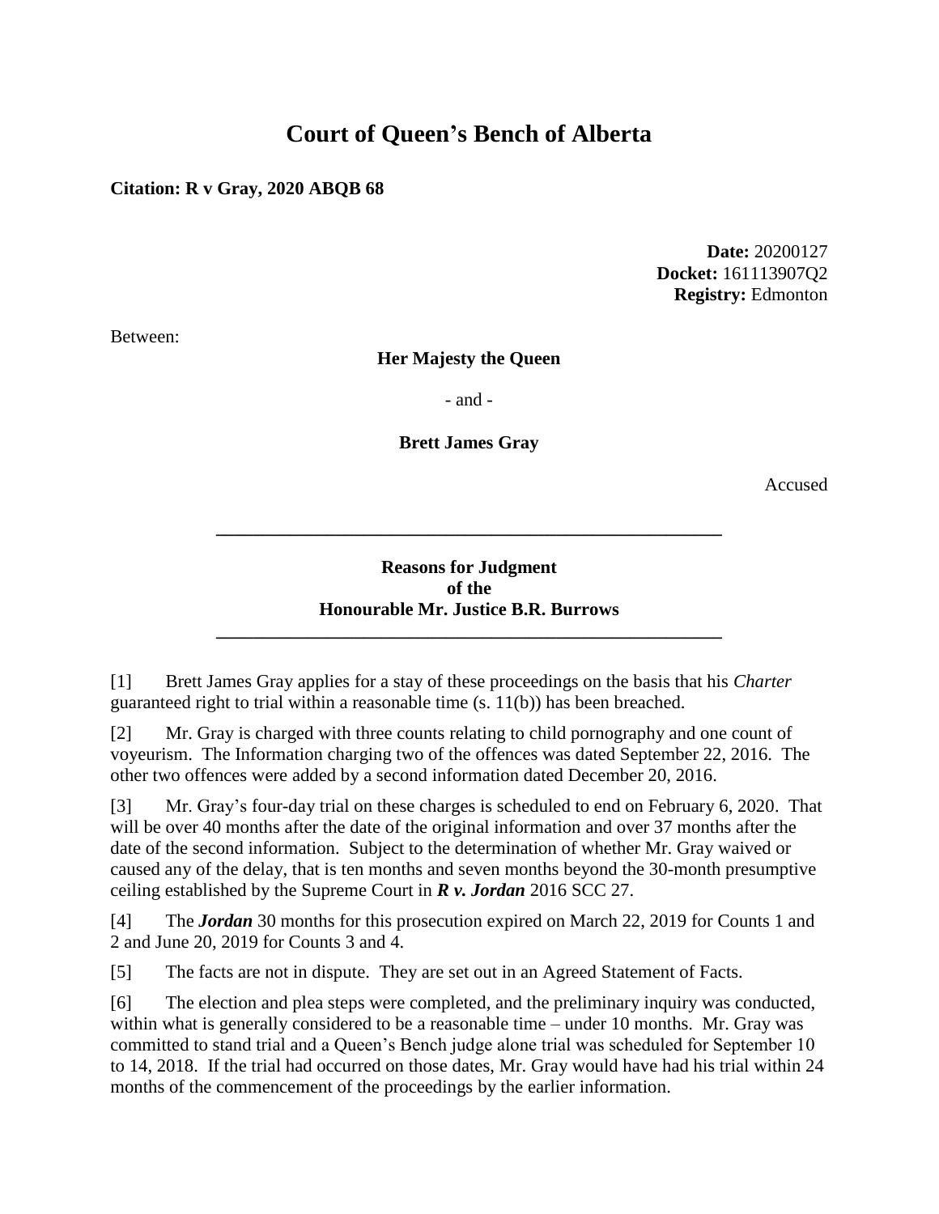# Court of Queen's Bench of Alberta

**Citation: R v Gray, 2020 ABQB 68**

**Date:** 20200127
**Docket:** 161113907Q2
**Registry:** Edmonton

Between:

**Her Majesty the Queen**

- and -

**Brett James Gray**

Accused

---

**Reasons for Judgment**
**of the**
**Honourable Mr. Justice B.R. Burrows**

---

[1] Brett James Gray applies for a stay of these proceedings on the basis that his *Charter* guaranteed right to trial within a reasonable time (s. 11(b)) has been breached.

[2] Mr. Gray is charged with three counts relating to child pornography and one count of voyeurism. The Information charging two of the offences was dated September 22, 2016. The other two offences were added by a second information dated December 20, 2016.

[3] Mr. Gray's four-day trial on these charges is scheduled to end on February 6, 2020. That will be over 40 months after the date of the original information and over 37 months after the date of the second information. Subject to the determination of whether Mr. Gray waived or caused any of the delay, that is ten months and seven months beyond the 30-month presumptive ceiling established by the Supreme Court in ***R v. Jordan*** 2016 SCC 27.

[4] The ***Jordan*** 30 months for this prosecution expired on March 22, 2019 for Counts 1 and 2 and June 20, 2019 for Counts 3 and 4.

[5] The facts are not in dispute. They are set out in an Agreed Statement of Facts.

[6] The election and plea steps were completed, and the preliminary inquiry was conducted, within what is generally considered to be a reasonable time – under 10 months. Mr. Gray was committed to stand trial and a Queen's Bench judge alone trial was scheduled for September 10 to 14, 2018. If the trial had occurred on those dates, Mr. Gray would have had his trial within 24 months of the commencement of the proceedings by the earlier information.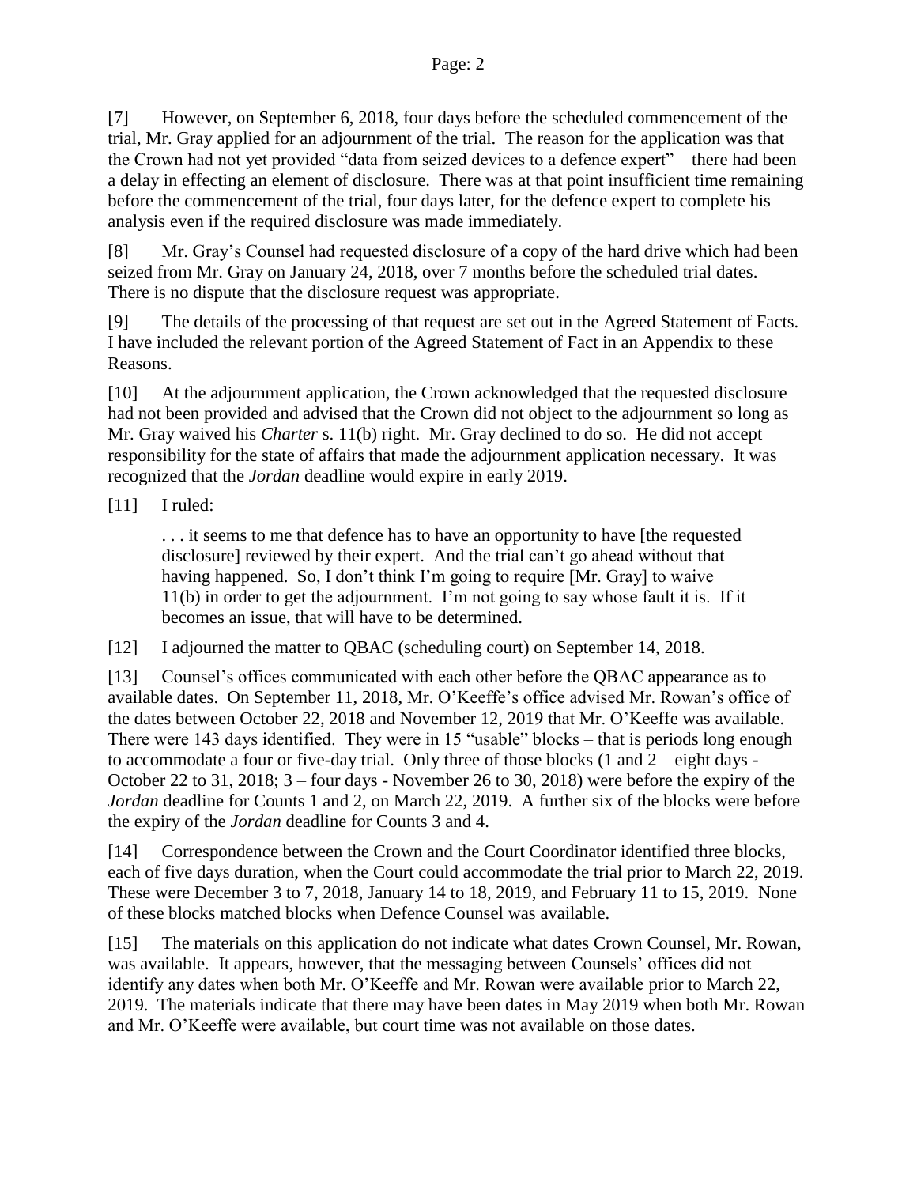[7] However, on September 6, 2018, four days before the scheduled commencement of the trial, Mr. Gray applied for an adjournment of the trial. The reason for the application was that the Crown had not yet provided "data from seized devices to a defence expert" – there had been a delay in effecting an element of disclosure. There was at that point insufficient time remaining before the commencement of the trial, four days later, for the defence expert to complete his analysis even if the required disclosure was made immediately.

[8] Mr. Gray's Counsel had requested disclosure of a copy of the hard drive which had been seized from Mr. Gray on January 24, 2018, over 7 months before the scheduled trial dates. There is no dispute that the disclosure request was appropriate.

[9] The details of the processing of that request are set out in the Agreed Statement of Facts. I have included the relevant portion of the Agreed Statement of Fact in an Appendix to these Reasons.

[10] At the adjournment application, the Crown acknowledged that the requested disclosure had not been provided and advised that the Crown did not object to the adjournment so long as Mr. Gray waived his *Charter* s. 11(b) right. Mr. Gray declined to do so. He did not accept responsibility for the state of affairs that made the adjournment application necessary. It was recognized that the *Jordan* deadline would expire in early 2019.

[11] I ruled:

> . . . it seems to me that defence has to have an opportunity to have [the requested disclosure] reviewed by their expert. And the trial can't go ahead without that having happened. So, I don't think I'm going to require [Mr. Gray] to waive 11(b) in order to get the adjournment. I'm not going to say whose fault it is. If it becomes an issue, that will have to be determined.

[12] I adjourned the matter to QBAC (scheduling court) on September 14, 2018.

[13] Counsel's offices communicated with each other before the QBAC appearance as to available dates. On September 11, 2018, Mr. O'Keeffe's office advised Mr. Rowan's office of the dates between October 22, 2018 and November 12, 2019 that Mr. O'Keeffe was available. There were 143 days identified. They were in 15 "usable" blocks – that is periods long enough to accommodate a four or five-day trial. Only three of those blocks (1 and 2 – eight days - October 22 to 31, 2018; 3 – four days - November 26 to 30, 2018) were before the expiry of the *Jordan* deadline for Counts 1 and 2, on March 22, 2019. A further six of the blocks were before the expiry of the *Jordan* deadline for Counts 3 and 4.

[14] Correspondence between the Crown and the Court Coordinator identified three blocks, each of five days duration, when the Court could accommodate the trial prior to March 22, 2019. These were December 3 to 7, 2018, January 14 to 18, 2019, and February 11 to 15, 2019. None of these blocks matched blocks when Defence Counsel was available.

[15] The materials on this application do not indicate what dates Crown Counsel, Mr. Rowan, was available. It appears, however, that the messaging between Counsels' offices did not identify any dates when both Mr. O'Keeffe and Mr. Rowan were available prior to March 22, 2019. The materials indicate that there may have been dates in May 2019 when both Mr. Rowan and Mr. O'Keeffe were available, but court time was not available on those dates.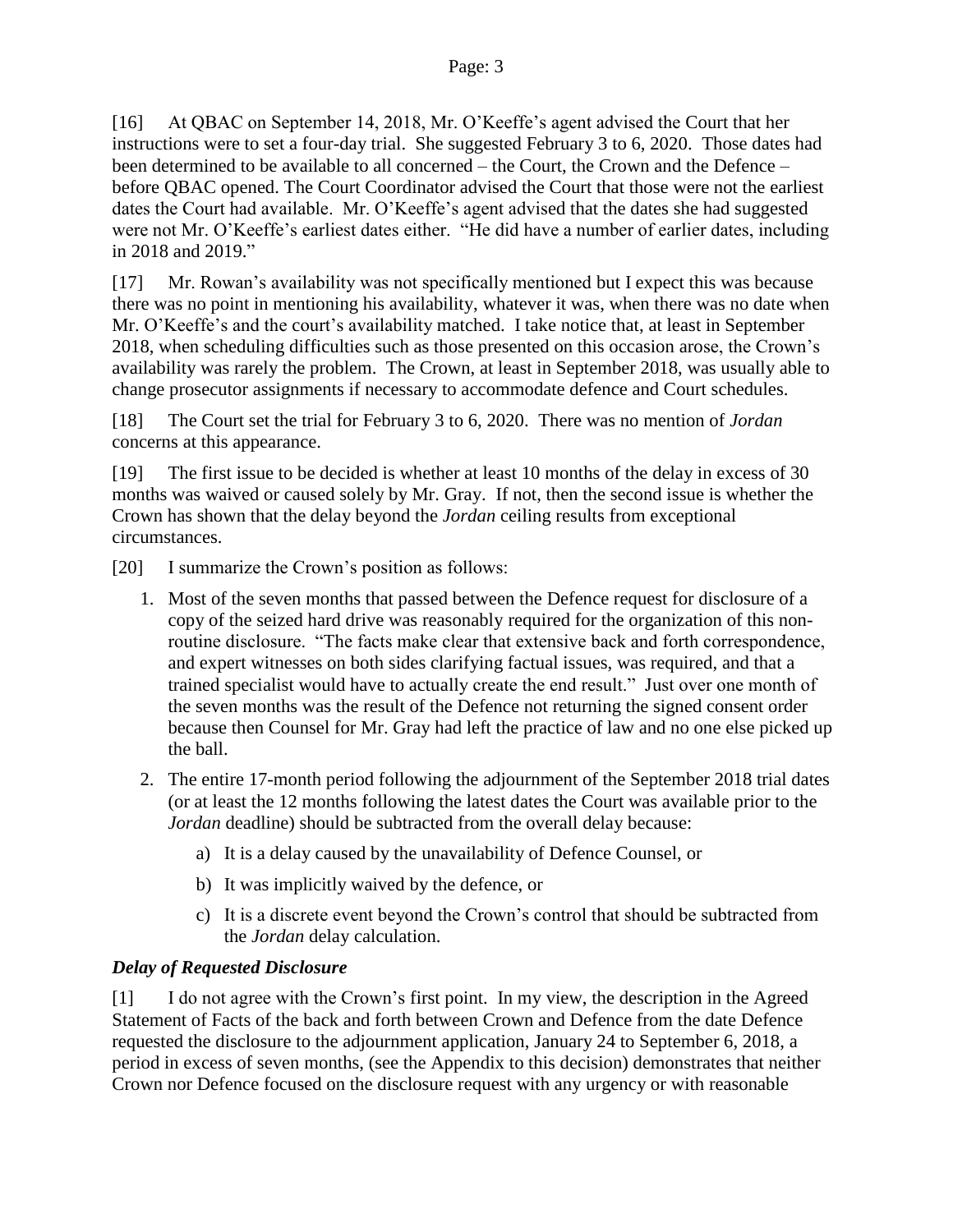[16] At QBAC on September 14, 2018, Mr. O'Keeffe's agent advised the Court that her instructions were to set a four-day trial. She suggested February 3 to 6, 2020. Those dates had been determined to be available to all concerned – the Court, the Crown and the Defence – before QBAC opened. The Court Coordinator advised the Court that those were not the earliest dates the Court had available. Mr. O'Keeffe's agent advised that the dates she had suggested were not Mr. O'Keeffe's earliest dates either. "He did have a number of earlier dates, including in 2018 and 2019."

[17] Mr. Rowan's availability was not specifically mentioned but I expect this was because there was no point in mentioning his availability, whatever it was, when there was no date when Mr. O'Keeffe's and the court's availability matched. I take notice that, at least in September 2018, when scheduling difficulties such as those presented on this occasion arose, the Crown's availability was rarely the problem. The Crown, at least in September 2018, was usually able to change prosecutor assignments if necessary to accommodate defence and Court schedules.

[18] The Court set the trial for February 3 to 6, 2020. There was no mention of *Jordan* concerns at this appearance.

[19] The first issue to be decided is whether at least 10 months of the delay in excess of 30 months was waived or caused solely by Mr. Gray. If not, then the second issue is whether the Crown has shown that the delay beyond the *Jordan* ceiling results from exceptional circumstances.

[20] I summarize the Crown's position as follows:

1. Most of the seven months that passed between the Defence request for disclosure of a copy of the seized hard drive was reasonably required for the organization of this non-routine disclosure. "The facts make clear that extensive back and forth correspondence, and expert witnesses on both sides clarifying factual issues, was required, and that a trained specialist would have to actually create the end result." Just over one month of the seven months was the result of the Defence not returning the signed consent order because then Counsel for Mr. Gray had left the practice of law and no one else picked up the ball.
2. The entire 17-month period following the adjournment of the September 2018 trial dates (or at least the 12 months following the latest dates the Court was available prior to the *Jordan* deadline) should be subtracted from the overall delay because:
    a) It is a delay caused by the unavailability of Defence Counsel, or
    b) It was implicitly waived by the defence, or
    c) It is a discrete event beyond the Crown's control that should be subtracted from the *Jordan* delay calculation.

### *Delay of Requested Disclosure*

[1] I do not agree with the Crown's first point. In my view, the description in the Agreed Statement of Facts of the back and forth between Crown and Defence from the date Defence requested the disclosure to the adjournment application, January 24 to September 6, 2018, a period in excess of seven months, (see the Appendix to this decision) demonstrates that neither Crown nor Defence focused on the disclosure request with any urgency or with reasonable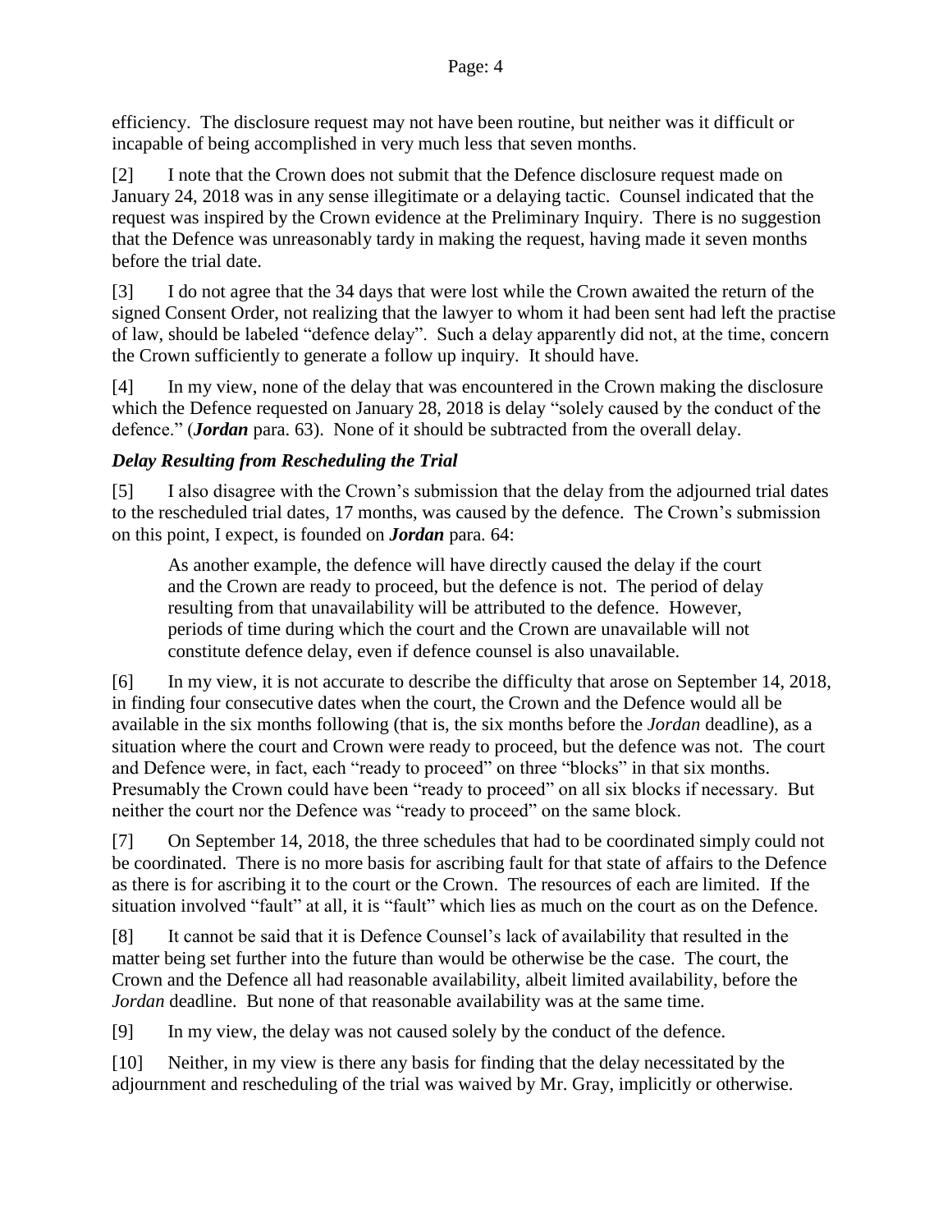efficiency. The disclosure request may not have been routine, but neither was it difficult or incapable of being accomplished in very much less that seven months.

[2] I note that the Crown does not submit that the Defence disclosure request made on January 24, 2018 was in any sense illegitimate or a delaying tactic. Counsel indicated that the request was inspired by the Crown evidence at the Preliminary Inquiry. There is no suggestion that the Defence was unreasonably tardy in making the request, having made it seven months before the trial date.

[3] I do not agree that the 34 days that were lost while the Crown awaited the return of the signed Consent Order, not realizing that the lawyer to whom it had been sent had left the practise of law, should be labeled "defence delay". Such a delay apparently did not, at the time, concern the Crown sufficiently to generate a follow up inquiry. It should have.

[4] In my view, none of the delay that was encountered in the Crown making the disclosure which the Defence requested on January 28, 2018 is delay "solely caused by the conduct of the defence." (***Jordan*** para. 63). None of it should be subtracted from the overall delay.

### *Delay Resulting from Rescheduling the Trial*

[5] I also disagree with the Crown's submission that the delay from the adjourned trial dates to the rescheduled trial dates, 17 months, was caused by the defence. The Crown's submission on this point, I expect, is founded on ***Jordan*** para. 64:

> As another example, the defence will have directly caused the delay if the court and the Crown are ready to proceed, but the defence is not. The period of delay resulting from that unavailability will be attributed to the defence. However, periods of time during which the court and the Crown are unavailable will not constitute defence delay, even if defence counsel is also unavailable.

[6] In my view, it is not accurate to describe the difficulty that arose on September 14, 2018, in finding four consecutive dates when the court, the Crown and the Defence would all be available in the six months following (that is, the six months before the *Jordan* deadline), as a situation where the court and Crown were ready to proceed, but the defence was not. The court and Defence were, in fact, each "ready to proceed" on three "blocks" in that six months. Presumably the Crown could have been "ready to proceed" on all six blocks if necessary. But neither the court nor the Defence was "ready to proceed" on the same block.

[7] On September 14, 2018, the three schedules that had to be coordinated simply could not be coordinated. There is no more basis for ascribing fault for that state of affairs to the Defence as there is for ascribing it to the court or the Crown. The resources of each are limited. If the situation involved "fault" at all, it is "fault" which lies as much on the court as on the Defence.

[8] It cannot be said that it is Defence Counsel's lack of availability that resulted in the matter being set further into the future than would be otherwise be the case. The court, the Crown and the Defence all had reasonable availability, albeit limited availability, before the *Jordan* deadline. But none of that reasonable availability was at the same time.

[9] In my view, the delay was not caused solely by the conduct of the defence.

[10] Neither, in my view is there any basis for finding that the delay necessitated by the adjournment and rescheduling of the trial was waived by Mr. Gray, implicitly or otherwise.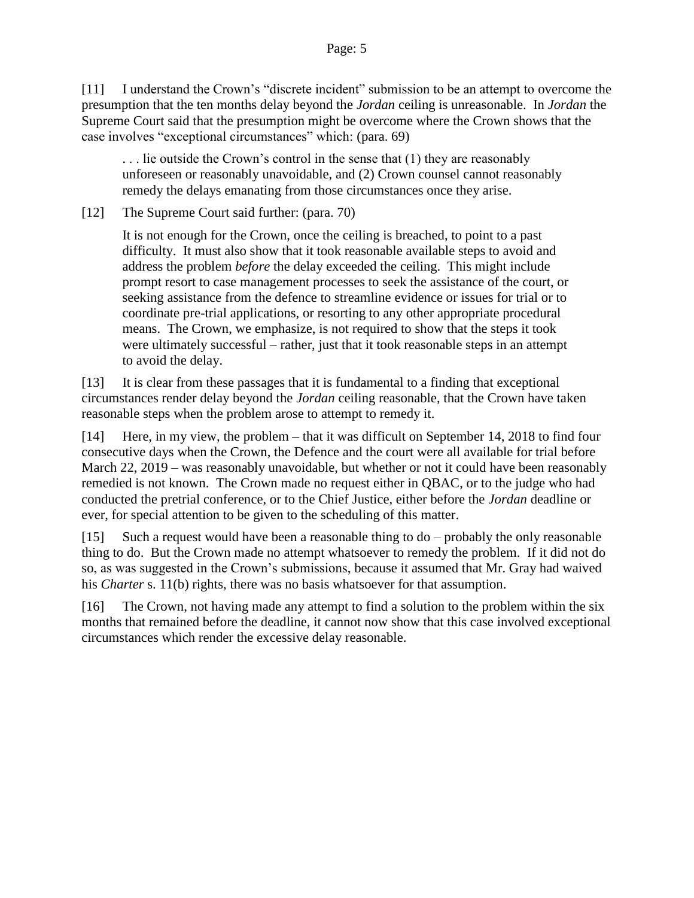[11] I understand the Crown's "discrete incident" submission to be an attempt to overcome the presumption that the ten months delay beyond the *Jordan* ceiling is unreasonable. In *Jordan* the Supreme Court said that the presumption might be overcome where the Crown shows that the case involves "exceptional circumstances" which: (para. 69)

> . . . lie outside the Crown's control in the sense that (1) they are reasonably unforeseen or reasonably unavoidable, and (2) Crown counsel cannot reasonably remedy the delays emanating from those circumstances once they arise.

[12] The Supreme Court said further: (para. 70)

> It is not enough for the Crown, once the ceiling is breached, to point to a past difficulty. It must also show that it took reasonable available steps to avoid and address the problem *before* the delay exceeded the ceiling. This might include prompt resort to case management processes to seek the assistance of the court, or seeking assistance from the defence to streamline evidence or issues for trial or to coordinate pre-trial applications, or resorting to any other appropriate procedural means. The Crown, we emphasize, is not required to show that the steps it took were ultimately successful – rather, just that it took reasonable steps in an attempt to avoid the delay.

[13] It is clear from these passages that it is fundamental to a finding that exceptional circumstances render delay beyond the *Jordan* ceiling reasonable, that the Crown have taken reasonable steps when the problem arose to attempt to remedy it.

[14] Here, in my view, the problem – that it was difficult on September 14, 2018 to find four consecutive days when the Crown, the Defence and the court were all available for trial before March 22, 2019 – was reasonably unavoidable, but whether or not it could have been reasonably remedied is not known. The Crown made no request either in QBAC, or to the judge who had conducted the pretrial conference, or to the Chief Justice, either before the *Jordan* deadline or ever, for special attention to be given to the scheduling of this matter.

[15] Such a request would have been a reasonable thing to do – probably the only reasonable thing to do. But the Crown made no attempt whatsoever to remedy the problem. If it did not do so, as was suggested in the Crown's submissions, because it assumed that Mr. Gray had waived his *Charter* s. 11(b) rights, there was no basis whatsoever for that assumption.

[16] The Crown, not having made any attempt to find a solution to the problem within the six months that remained before the deadline, it cannot now show that this case involved exceptional circumstances which render the excessive delay reasonable.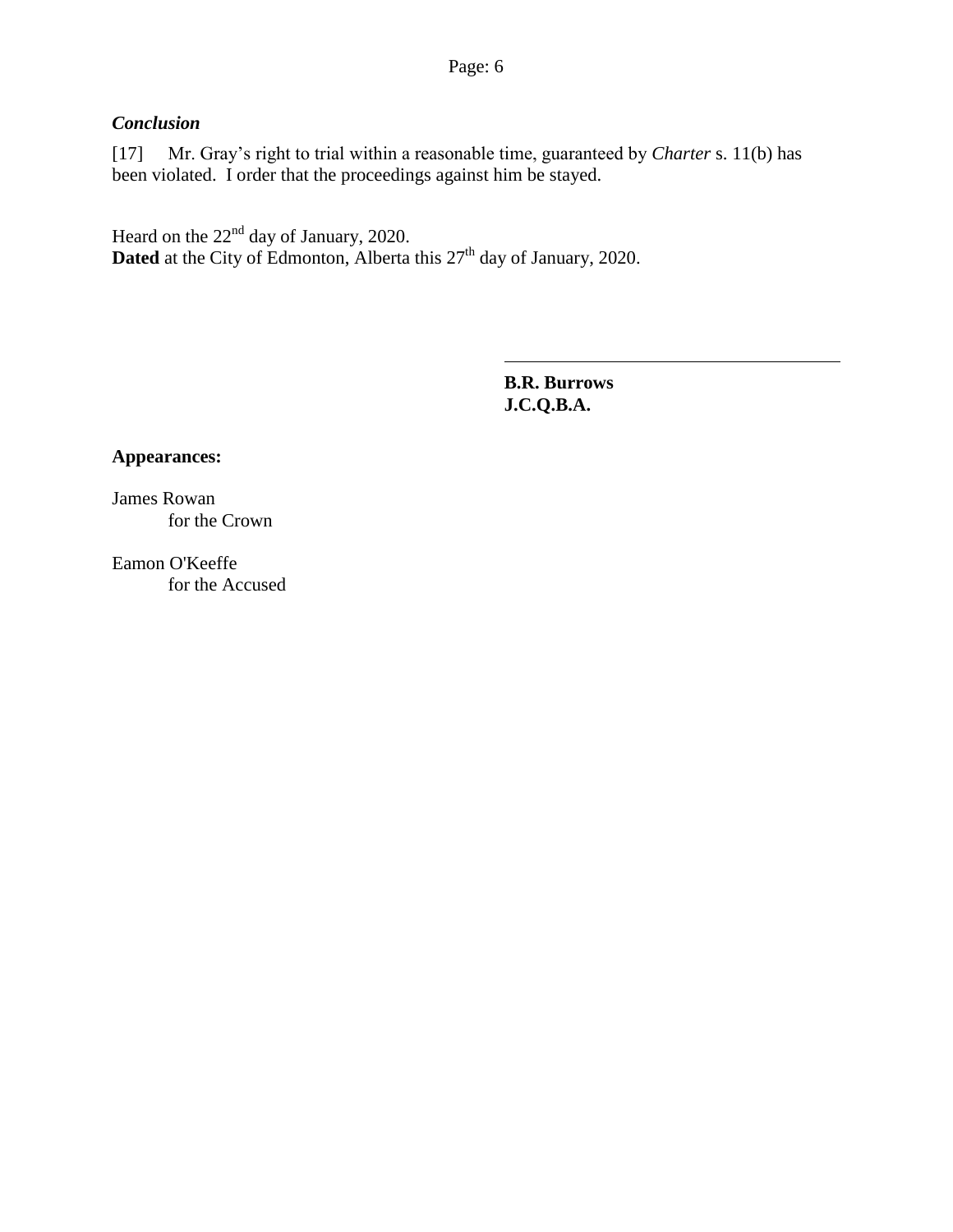### *Conclusion*

[17] Mr. Gray's right to trial within a reasonable time, guaranteed by *Charter* s. 11(b) has been violated. I order that the proceedings against him be stayed.

Heard on the 22nd day of January, 2020.
**Dated** at the City of Edmonton, Alberta this 27th day of January, 2020.

---

**B.R. Burrows**
**J.C.Q.B.A.**

**Appearances:**

James Rowan
for the Crown

Eamon O'Keeffe
for the Accused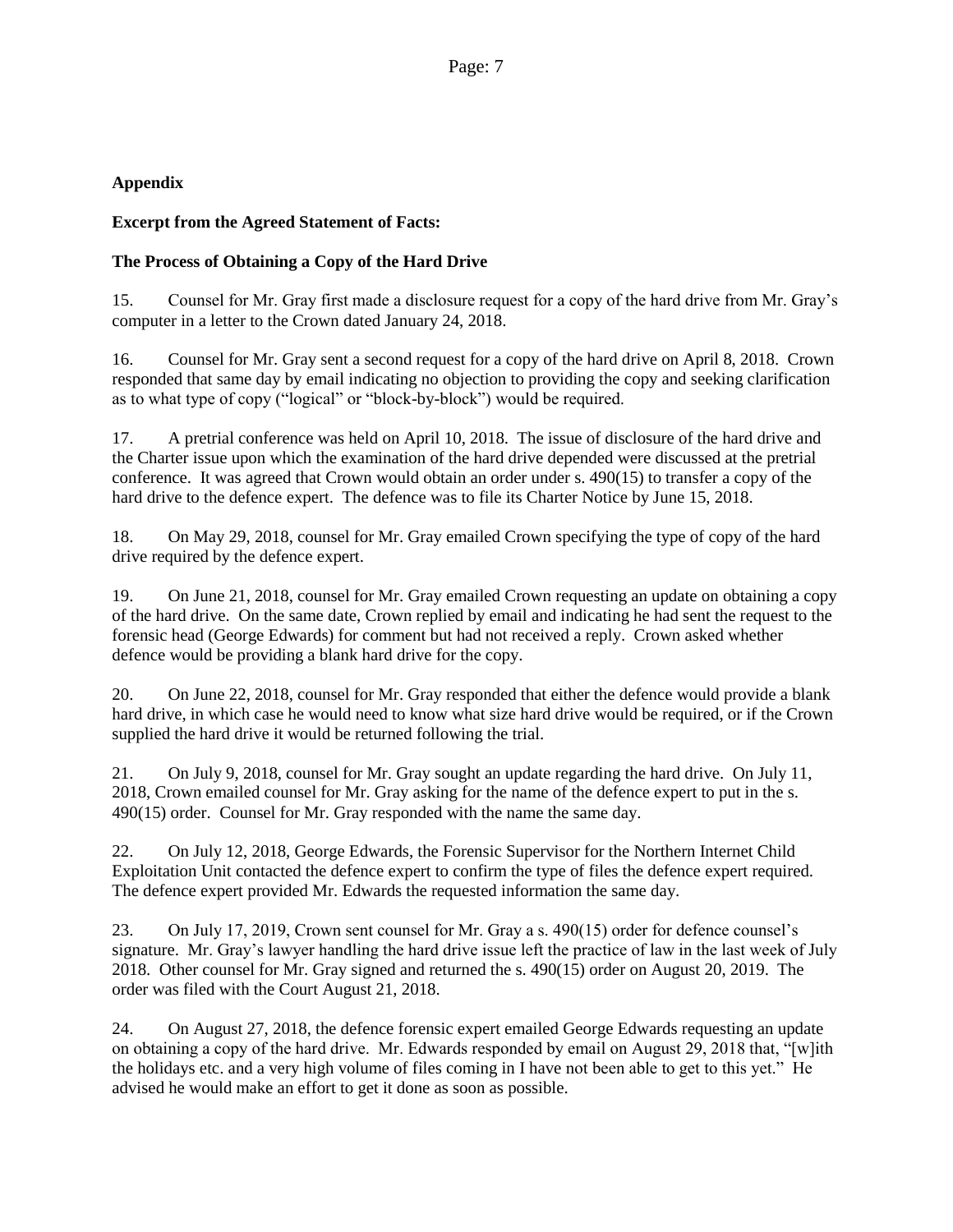## Appendix

### Excerpt from the Agreed Statement of Facts:

### The Process of Obtaining a Copy of the Hard Drive

15. Counsel for Mr. Gray first made a disclosure request for a copy of the hard drive from Mr. Gray's computer in a letter to the Crown dated January 24, 2018.

16. Counsel for Mr. Gray sent a second request for a copy of the hard drive on April 8, 2018. Crown responded that same day by email indicating no objection to providing the copy and seeking clarification as to what type of copy ("logical" or "block-by-block") would be required.

17. A pretrial conference was held on April 10, 2018. The issue of disclosure of the hard drive and the Charter issue upon which the examination of the hard drive depended were discussed at the pretrial conference. It was agreed that Crown would obtain an order under s. 490(15) to transfer a copy of the hard drive to the defence expert. The defence was to file its Charter Notice by June 15, 2018.

18. On May 29, 2018, counsel for Mr. Gray emailed Crown specifying the type of copy of the hard drive required by the defence expert.

19. On June 21, 2018, counsel for Mr. Gray emailed Crown requesting an update on obtaining a copy of the hard drive. On the same date, Crown replied by email and indicating he had sent the request to the forensic head (George Edwards) for comment but had not received a reply. Crown asked whether defence would be providing a blank hard drive for the copy.

20. On June 22, 2018, counsel for Mr. Gray responded that either the defence would provide a blank hard drive, in which case he would need to know what size hard drive would be required, or if the Crown supplied the hard drive it would be returned following the trial.

21. On July 9, 2018, counsel for Mr. Gray sought an update regarding the hard drive. On July 11, 2018, Crown emailed counsel for Mr. Gray asking for the name of the defence expert to put in the s. 490(15) order. Counsel for Mr. Gray responded with the name the same day.

22. On July 12, 2018, George Edwards, the Forensic Supervisor for the Northern Internet Child Exploitation Unit contacted the defence expert to confirm the type of files the defence expert required. The defence expert provided Mr. Edwards the requested information the same day.

23. On July 17, 2019, Crown sent counsel for Mr. Gray a s. 490(15) order for defence counsel's signature. Mr. Gray's lawyer handling the hard drive issue left the practice of law in the last week of July 2018. Other counsel for Mr. Gray signed and returned the s. 490(15) order on August 20, 2019. The order was filed with the Court August 21, 2018.

24. On August 27, 2018, the defence forensic expert emailed George Edwards requesting an update on obtaining a copy of the hard drive. Mr. Edwards responded by email on August 29, 2018 that, "[w]ith the holidays etc. and a very high volume of files coming in I have not been able to get to this yet." He advised he would make an effort to get it done as soon as possible.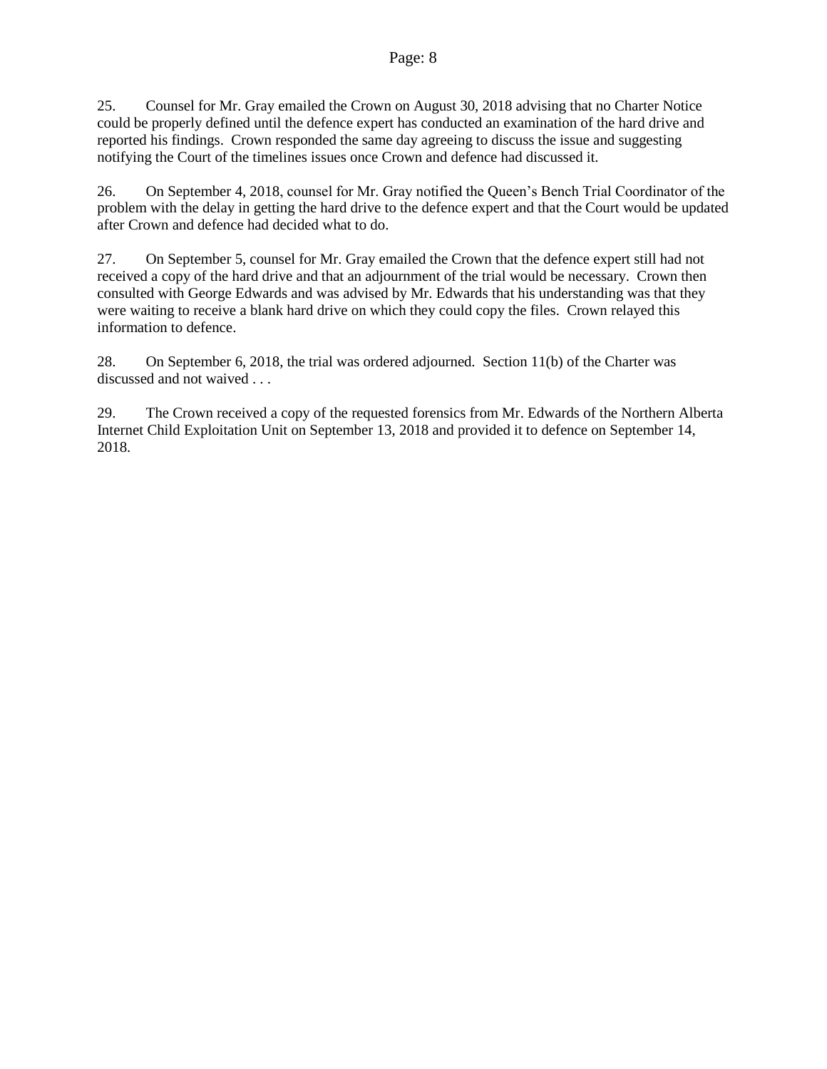25. Counsel for Mr. Gray emailed the Crown on August 30, 2018 advising that no Charter Notice could be properly defined until the defence expert has conducted an examination of the hard drive and reported his findings. Crown responded the same day agreeing to discuss the issue and suggesting notifying the Court of the timelines issues once Crown and defence had discussed it.

26. On September 4, 2018, counsel for Mr. Gray notified the Queen's Bench Trial Coordinator of the problem with the delay in getting the hard drive to the defence expert and that the Court would be updated after Crown and defence had decided what to do.

27. On September 5, counsel for Mr. Gray emailed the Crown that the defence expert still had not received a copy of the hard drive and that an adjournment of the trial would be necessary. Crown then consulted with George Edwards and was advised by Mr. Edwards that his understanding was that they were waiting to receive a blank hard drive on which they could copy the files. Crown relayed this information to defence.

28. On September 6, 2018, the trial was ordered adjourned. Section 11(b) of the Charter was discussed and not waived . . .

29. The Crown received a copy of the requested forensics from Mr. Edwards of the Northern Alberta Internet Child Exploitation Unit on September 13, 2018 and provided it to defence on September 14, 2018.